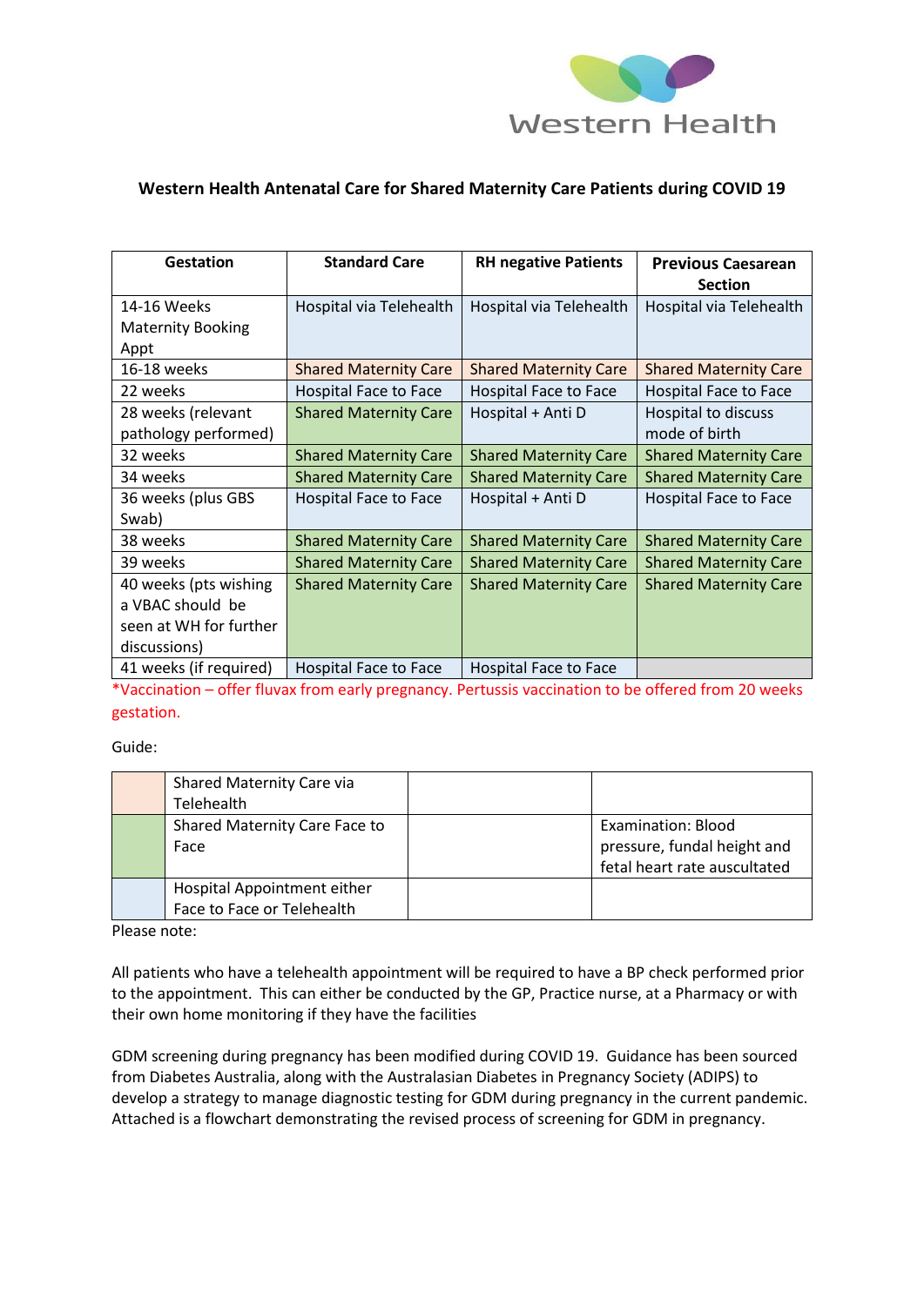Western Health

# Western Health Antenatal Care for Shared Maternity Care Patients during COVID 19

| Gestation | Standard Care | RH negative Patients | Previous Caesarean Section |
|---|---|---|---|
| 14-16 Weeks Maternity Booking Appt | Hospital via Telehealth | Hospital via Telehealth | Hospital via Telehealth |
| 16-18 weeks | Shared Maternity Care | Shared Maternity Care | Shared Maternity Care |
| 22 weeks | Hospital Face to Face | Hospital Face to Face | Hospital Face to Face |
| 28 weeks (relevant pathology performed) | Shared Maternity Care | Hospital + Anti D | Hospital to discuss mode of birth |
| 32 weeks | Shared Maternity Care | Shared Maternity Care | Shared Maternity Care |
| 34 weeks | Shared Maternity Care | Shared Maternity Care | Shared Maternity Care |
| 36 weeks (plus GBS Swab) | Hospital Face to Face | Hospital + Anti D | Hospital Face to Face |
| 38 weeks | Shared Maternity Care | Shared Maternity Care | Shared Maternity Care |
| 39 weeks | Shared Maternity Care | Shared Maternity Care | Shared Maternity Care |
| 40 weeks (pts wishing a VBAC should be seen at WH for further discussions) | Shared Maternity Care | Shared Maternity Care | Shared Maternity Care |
| 41 weeks (if required) | Hospital Face to Face | Hospital Face to Face | |

*Vaccination – offer fluvax from early pregnancy. Pertussis vaccination to be offered from 20 weeks gestation.

Guide:

| Colour | Description | | |
|---|---|---|---|
| (peach) | Shared Maternity Care via Telehealth | | |
| (green) | Shared Maternity Care Face to Face | | Examination: Blood pressure, fundal height and fetal heart rate auscultated |
| (blue) | Hospital Appointment either Face to Face or Telehealth | | |

Please note:

All patients who have a telehealth appointment will be required to have a BP check performed prior to the appointment. This can either be conducted by the GP, Practice nurse, at a Pharmacy or with their own home monitoring if they have the facilities

GDM screening during pregnancy has been modified during COVID 19. Guidance has been sourced from Diabetes Australia, along with the Australasian Diabetes in Pregnancy Society (ADIPS) to develop a strategy to manage diagnostic testing for GDM during pregnancy in the current pandemic. Attached is a flowchart demonstrating the revised process of screening for GDM in pregnancy.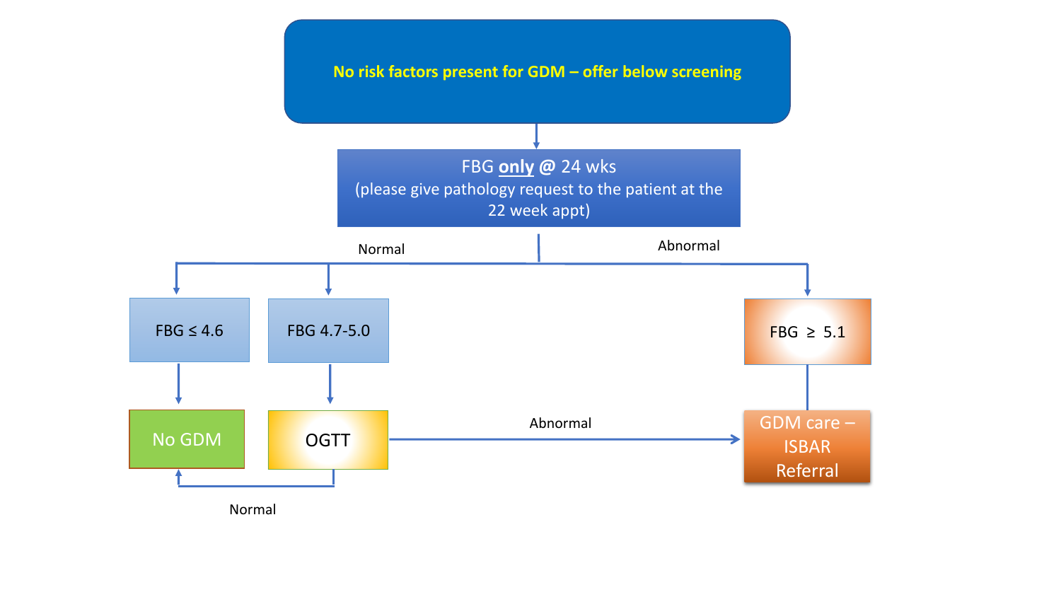**No risk factors present for GDM – offer below screening**

**FBG only @ 24 wks**
(please give pathology request to the patient at the 22 week appt)

- **Normal**
  - FBG ≤ 4.6 → No GDM
  - FBG 4.7-5.0 → OGTT
    - Normal → No GDM
    - Abnormal → GDM care – ISBAR Referral
- **Abnormal**
  - FBG ≥ 5.1 → GDM care – ISBAR Referral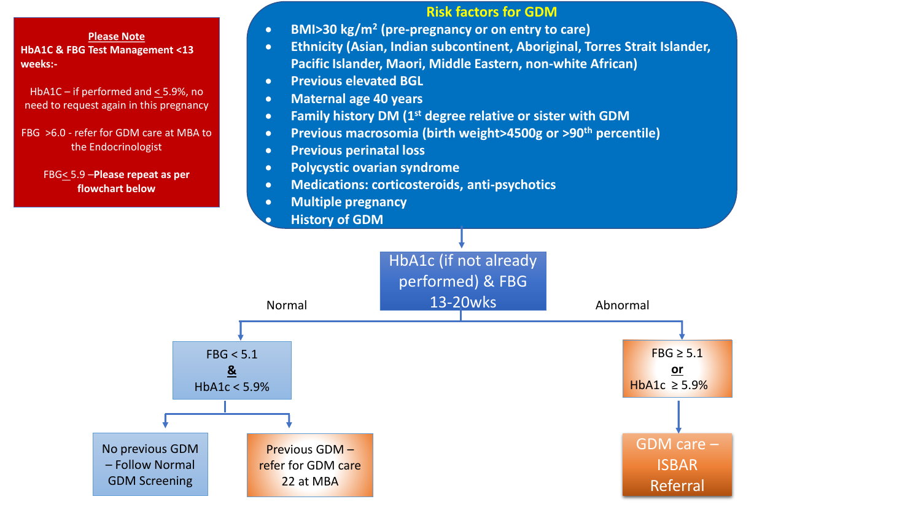**Please Note**

**HbA1C & FBG Test Management <13 weeks:-**

HbA1C – if performed and ≤ 5.9%, no need to request again in this pregnancy

FBG >6.0 - refer for GDM care at MBA to the Endocrinologist

FBG≤ 5.9 –**Please repeat as per flowchart below**

## Risk factors for GDM

- **BMI>30 kg/m² (pre-pregnancy or on entry to care)**
- **Ethnicity (Asian, Indian subcontinent, Aboriginal, Torres Strait Islander, Pacific Islander, Maori, Middle Eastern, non-white African)**
- **Previous elevated BGL**
- **Maternal age 40 years**
- **Family history DM (1st degree relative or sister with GDM**
- **Previous macrosomia (birth weight>4500g or >90th percentile)**
- **Previous perinatal loss**
- **Polycystic ovarian syndrome**
- **Medications: corticosteroids, anti-psychotics**
- **Multiple pregnancy**
- **History of GDM**

HbA1c (if not already performed) & FBG 13-20wks

Normal

FBG < 5.1
**&**
HbA1c < 5.9%

No previous GDM – Follow Normal GDM Screening

Previous GDM – refer for GDM care 22 at MBA

Abnormal

FBG ≥ 5.1
**or**
HbA1c ≥ 5.9%

GDM care – ISBAR Referral